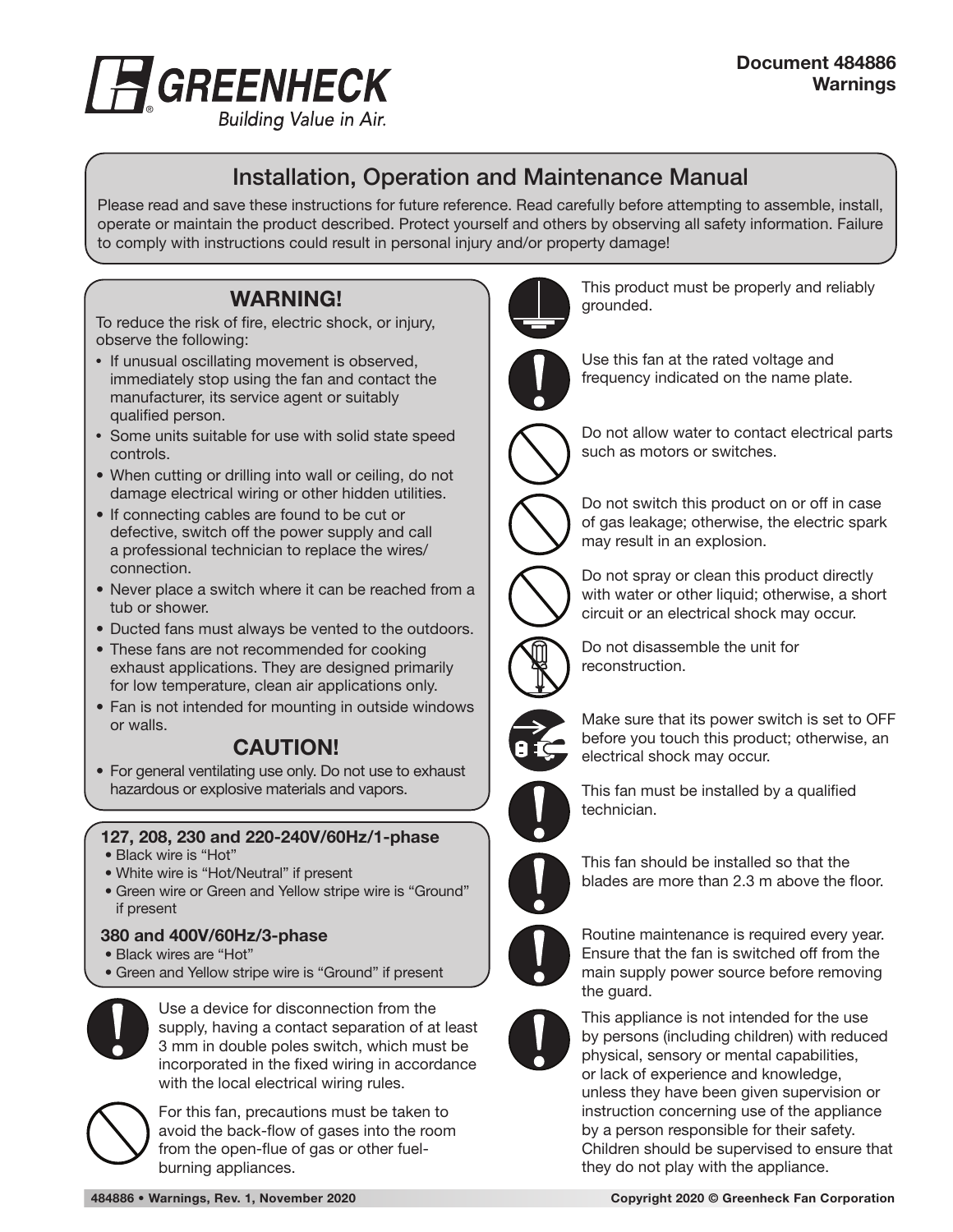GREENHECK

Building Value in Air.

**Document 484886**
**Warnings**

# Installation, Operation and Maintenance Manual

Please read and save these instructions for future reference. Read carefully before attempting to assemble, install, operate or maintain the product described. Protect yourself and others by observing all safety information. Failure to comply with instructions could result in personal injury and/or property damage!

## WARNING!

To reduce the risk of fire, electric shock, or injury, observe the following:

- If unusual oscillating movement is observed, immediately stop using the fan and contact the manufacturer, its service agent or suitably qualified person.
- Some units suitable for use with solid state speed controls.
- When cutting or drilling into wall or ceiling, do not damage electrical wiring or other hidden utilities.
- If connecting cables are found to be cut or defective, switch off the power supply and call a professional technician to replace the wires/connection.
- Never place a switch where it can be reached from a tub or shower.
- Ducted fans must always be vented to the outdoors.
- These fans are not recommended for cooking exhaust applications. They are designed primarily for low temperature, clean air applications only.
- Fan is not intended for mounting in outside windows or walls.

## CAUTION!

- For general ventilating use only. Do not use to exhaust hazardous or explosive materials and vapors.

### 127, 208, 230 and 220-240V/60Hz/1-phase

- Black wire is "Hot"
- White wire is "Hot/Neutral" if present
- Green wire or Green and Yellow stripe wire is "Ground" if present

### 380 and 400V/60Hz/3-phase

- Black wires are "Hot"
- Green and Yellow stripe wire is "Ground" if present

Use a device for disconnection from the supply, having a contact separation of at least 3 mm in double poles switch, which must be incorporated in the fixed wiring in accordance with the local electrical wiring rules.

For this fan, precautions must be taken to avoid the back-flow of gases into the room from the open-flue of gas or other fuel-burning appliances.

This product must be properly and reliably grounded.

Use this fan at the rated voltage and frequency indicated on the name plate.

Do not allow water to contact electrical parts such as motors or switches.

Do not switch this product on or off in case of gas leakage; otherwise, the electric spark may result in an explosion.

Do not spray or clean this product directly with water or other liquid; otherwise, a short circuit or an electrical shock may occur.

Do not disassemble the unit for reconstruction.

Make sure that its power switch is set to OFF before you touch this product; otherwise, an electrical shock may occur.

This fan must be installed by a qualified technician.

This fan should be installed so that the blades are more than 2.3 m above the floor.

Routine maintenance is required every year. Ensure that the fan is switched off from the main supply power source before removing the guard.

This appliance is not intended for the use by persons (including children) with reduced physical, sensory or mental capabilities, or lack of experience and knowledge, unless they have been given supervision or instruction concerning use of the appliance by a person responsible for their safety. Children should be supervised to ensure that they do not play with the appliance.

484886 • Warnings, Rev. 1, November 2020

Copyright 2020 © Greenheck Fan Corporation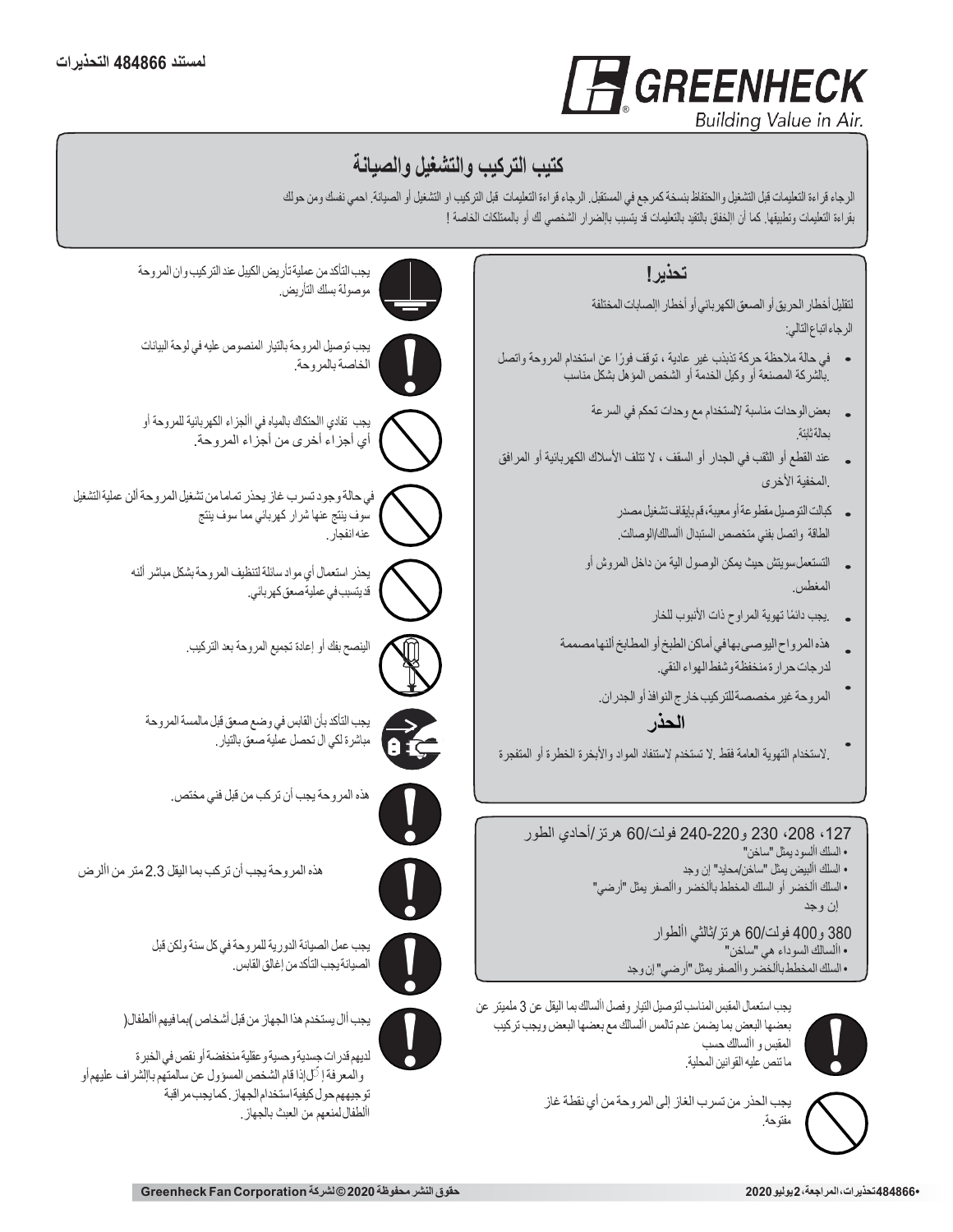GREENHECK
Building Value in Air.

# كتيب التركيب والتشغيل والصيانة

الرجاء قراءة التعليمات قبل التشغيل والاحتفاظ بنسخة كمرجع في المستقبل. الرجاء قراءة التعليمات قبل التركيب او التشغيل أو الصيانة. احمي نفسك ومن حولك بقراءة التعليمات وتطبيقها. كما أن الإخفاق بالتقيد بالتعليمات قد يتسبب بالإضرار الشخصي لك أو بالممتلكات الخاصة !

## تحذير!

لتقليل أخطار الحريق أو الصعق الكهربائي أو أخطار الإصابات المختلفة

الرجاء اتباع التالي:

- في حالة ملاحظة حركة تذبذب غير عادية ، توقف فورًا عن استخدام المروحة واتصل بالشركة المصنعة أو وكيل الخدمة أو الشخص المؤهل بشكل مناسب.
- بعض الوحدات مناسبة لالستخدام مع وحدات تحكم في السرعة بحالة ثابتة.
- عند القطع أو الثقب في الجدار أو السقف ، لا تتلف الأسلاك الكهربائية أو المرافق المخفية الأخرى.
- كبالت التوصيل مقطوعة أو معيبة، قم بإيقاف تشغيل مصدر الطاقة واتصل بفني متخصص الستبدال الأسالك/الوصالت.
- التستعمل سويتش حيث يمكن الوصول الية من داخل المروش أو المغطس.
- يجب دائمًا تهوية المراوح ذات الأنبوب للخارج.
- هذه المراوح اليوصى بها في أماكن الطبخ أو المطابخ ألنها مصممة لدرجات حرارة منخفضة وشفط الهواء النقي.
- المروحة غير مخصصة للتركيب خارج النوافذ أو الجدران.

### الحذر

- لاستخدام التهوية العامة فقط .لا تستخدم لاستنفاد المواد والأبخرة الخطرة أو المتفجرة.

127، 208، 230 و220-240 فولت/60 هرتز/أحادي الطور

- السلك السود يمثل "ساخن"
- السلك األبيض يمثل "ساخن/محايد" إن وجد
- السلك األخضر أو السلك المخطط باألخضر واألصفر يمثل "أرضي" إن وجد

380 و400 فولت/60 هرتز/ثالثي األطوار

- األسالك السوداء هي "ساخن"
- السلك المخطط باألخضر واألصفر يمثل "أرضي" إن وجد

يجب استعمال المقبس المناسب لتوصيل التيار وفصل األسالك بما اليقل عن 3 مليمتر عن بعضها البعض بما يضمن عدم تالمس األسالك مع بعضها البعض ويجب تركيب المقبس و األسالك حسب ما تنص عليه القوانين المحلية.

يجب الحذر من تسرب الغاز إلى المروحة من أي نقطة غاز مفتوحة.

يجب التأكد من عملية تأريض الكيبل عند التركيب وان المروحة موصولة بسلك التأريض.

يجب توصيل المروحة بالتيار المنصوص عليه في لوحة البيانات الخاصة بالمروحة.

يجب تفادي االحتكاك بالمياه في األجزاء الكهربائية للمروحة أو أي أجزاء أخرى من أجزاء المروحة.

في حالة وجود تسرب غاز يحذر تماما من تشغيل المروحة ألن عملية التشغيل سوف ينتج عنها شرار كهربائي مما سوف ينتج عنه انفجار.

يحذر استعمال أي مواد سائلة لتنظيف المروحة بشكل مباشر ألنه قد يتسبب في عملية صعق كهربائي.

الينصح بفك أو إعادة تجميع المروحة بعد التركيب.

يجب التأكد بأن القابس في وضع صعق قبل مالمسة المروحة مباشرة لكي ال تحصل عملية صعق بالتيار.

هذه المروحة يجب أن تركب من قبل فني مختص.

هذه المروحة يجب أن تركب بما اليقل 2.3 متر من األرض

يجب عمل الصيانة الدورية للمروحة في كل سنة ولكن قبل الصيانة يجب التأكد من إغالق القابس.

يجب أال يستخدم هذا الجهاز من قبل أشخاص )بما فيهم األطفال( لديهم قدرات جسدية وحسية وعقلية منخفضة أو نقص في الخبرة والمعرفة إ ّال إذا قام الشخص المسؤول عن سالمتهم باإلشراف عليهم أو توجيههم حول كيفية استخدام الجهاز. كما يجب مراقبة األطفال لمنعهم من العبث بالجهاز.

•484866 تحذيرات، المراجعة، 2 يوليو 2020 — حقوق النشر محفوظة 2020 © لشركة Greenheck Fan Corporation